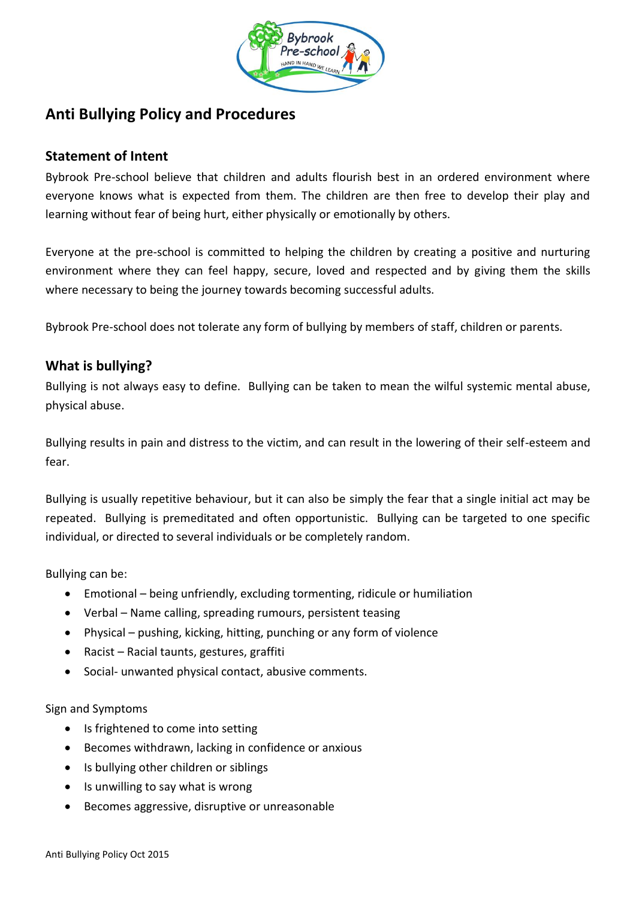# Anti Bullying Policy and Procedures

## Statement of Intent

Bybrook Pre-school believe that children and adults flourish best in an ordered environment where everyone knows what is expected from them. The children are then free to develop their play and learning without fear of being hurt, either physically or emotionally by others.

Everyone at the pre-school is committed to helping the children by creating a positive and nurturing environment where they can feel happy, secure, loved and respected and by giving them the skills where necessary to being the journey towards becoming successful adults.

Bybrook Pre-school does not tolerate any form of bullying by members of staff, children or parents.

## What is bullying?

Bullying is not always easy to define. Bullying can be taken to mean the wilful systemic mental abuse, physical abuse.

Bullying results in pain and distress to the victim, and can result in the lowering of their self-esteem and fear.

Bullying is usually repetitive behaviour, but it can also be simply the fear that a single initial act may be repeated. Bullying is premeditated and often opportunistic. Bullying can be targeted to one specific individual, or directed to several individuals or be completely random.

Bullying can be:

- Emotional – being unfriendly, excluding tormenting, ridicule or humiliation
- Verbal – Name calling, spreading rumours, persistent teasing
- Physical – pushing, kicking, hitting, punching or any form of violence
- Racist – Racial taunts, gestures, graffiti
- Social- unwanted physical contact, abusive comments.

Sign and Symptoms

- Is frightened to come into setting
- Becomes withdrawn, lacking in confidence or anxious
- Is bullying other children or siblings
- Is unwilling to say what is wrong
- Becomes aggressive, disruptive or unreasonable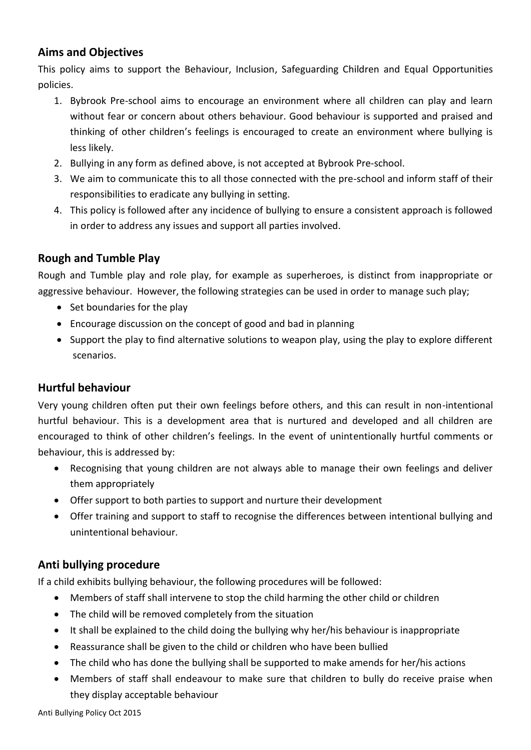## Aims and Objectives

This policy aims to support the Behaviour, Inclusion, Safeguarding Children and Equal Opportunities policies.

1. Bybrook Pre-school aims to encourage an environment where all children can play and learn without fear or concern about others behaviour. Good behaviour is supported and praised and thinking of other children's feelings is encouraged to create an environment where bullying is less likely.
2. Bullying in any form as defined above, is not accepted at Bybrook Pre-school.
3. We aim to communicate this to all those connected with the pre-school and inform staff of their responsibilities to eradicate any bullying in setting.
4. This policy is followed after any incidence of bullying to ensure a consistent approach is followed in order to address any issues and support all parties involved.

## Rough and Tumble Play

Rough and Tumble play and role play, for example as superheroes, is distinct from inappropriate or aggressive behaviour. However, the following strategies can be used in order to manage such play;

- Set boundaries for the play
- Encourage discussion on the concept of good and bad in planning
- Support the play to find alternative solutions to weapon play, using the play to explore different scenarios.

## Hurtful behaviour

Very young children often put their own feelings before others, and this can result in non-intentional hurtful behaviour. This is a development area that is nurtured and developed and all children are encouraged to think of other children's feelings. In the event of unintentionally hurtful comments or behaviour, this is addressed by:

- Recognising that young children are not always able to manage their own feelings and deliver them appropriately
- Offer support to both parties to support and nurture their development
- Offer training and support to staff to recognise the differences between intentional bullying and unintentional behaviour.

## Anti bullying procedure

If a child exhibits bullying behaviour, the following procedures will be followed:

- Members of staff shall intervene to stop the child harming the other child or children
- The child will be removed completely from the situation
- It shall be explained to the child doing the bullying why her/his behaviour is inappropriate
- Reassurance shall be given to the child or children who have been bullied
- The child who has done the bullying shall be supported to make amends for her/his actions
- Members of staff shall endeavour to make sure that children to bully do receive praise when they display acceptable behaviour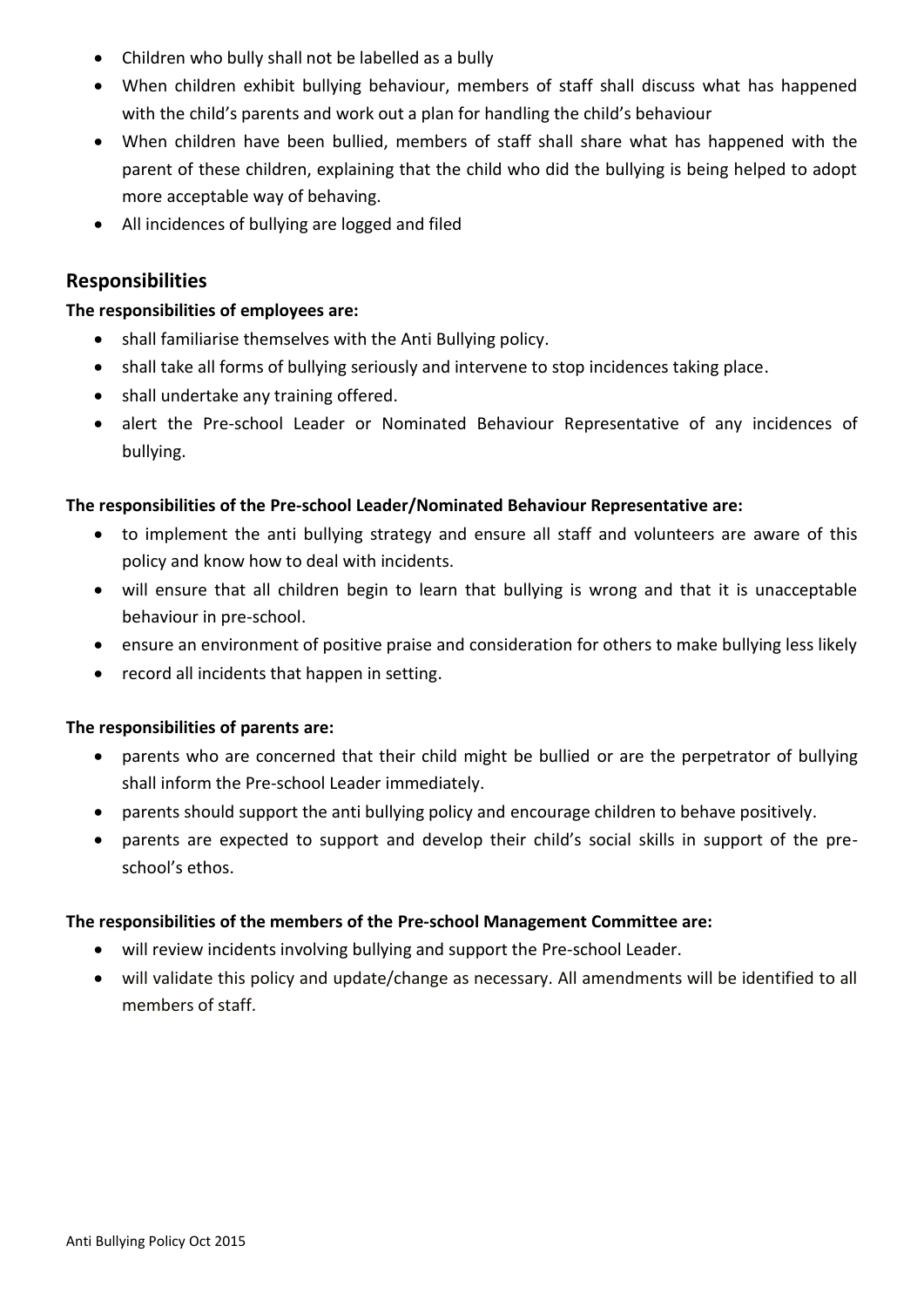- Children who bully shall not be labelled as a bully
- When children exhibit bullying behaviour, members of staff shall discuss what has happened with the child's parents and work out a plan for handling the child's behaviour
- When children have been bullied, members of staff shall share what has happened with the parent of these children, explaining that the child who did the bullying is being helped to adopt more acceptable way of behaving.
- All incidences of bullying are logged and filed

## Responsibilities

**The responsibilities of employees are:**

- shall familiarise themselves with the Anti Bullying policy.
- shall take all forms of bullying seriously and intervene to stop incidences taking place.
- shall undertake any training offered.
- alert the Pre-school Leader or Nominated Behaviour Representative of any incidences of bullying.

**The responsibilities of the Pre-school Leader/Nominated Behaviour Representative are:**

- to implement the anti bullying strategy and ensure all staff and volunteers are aware of this policy and know how to deal with incidents.
- will ensure that all children begin to learn that bullying is wrong and that it is unacceptable behaviour in pre-school.
- ensure an environment of positive praise and consideration for others to make bullying less likely
- record all incidents that happen in setting.

**The responsibilities of parents are:**

- parents who are concerned that their child might be bullied or are the perpetrator of bullying shall inform the Pre-school Leader immediately.
- parents should support the anti bullying policy and encourage children to behave positively.
- parents are expected to support and develop their child's social skills in support of the pre-school's ethos.

**The responsibilities of the members of the Pre-school Management Committee are:**

- will review incidents involving bullying and support the Pre-school Leader.
- will validate this policy and update/change as necessary. All amendments will be identified to all members of staff.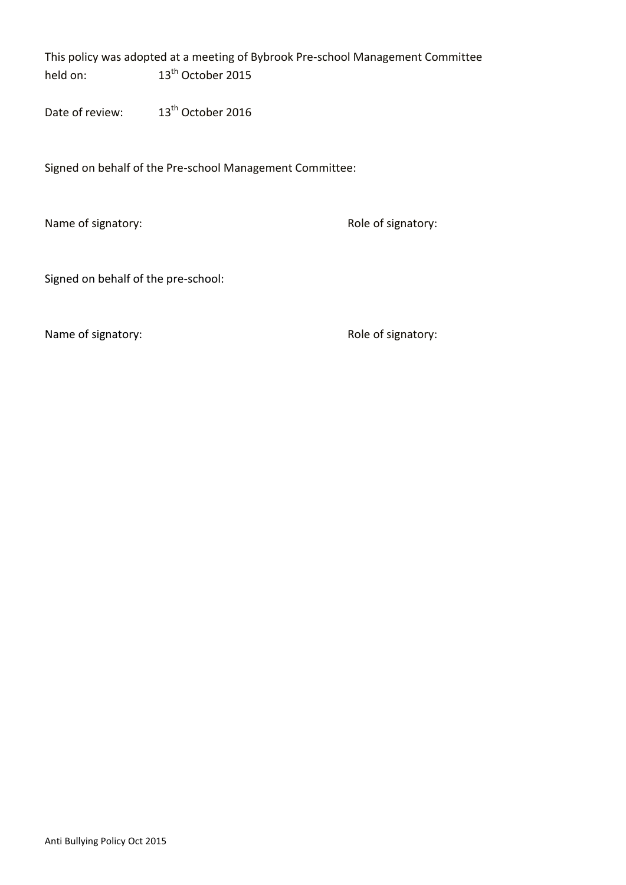This policy was adopted at a meeting of Bybrook Pre-school Management Committee held on: 13th October 2015

Date of review: 13th October 2016

Signed on behalf of the Pre-school Management Committee:

Name of signatory: Role of signatory:

Signed on behalf of the pre-school:

Name of signatory: Role of signatory: